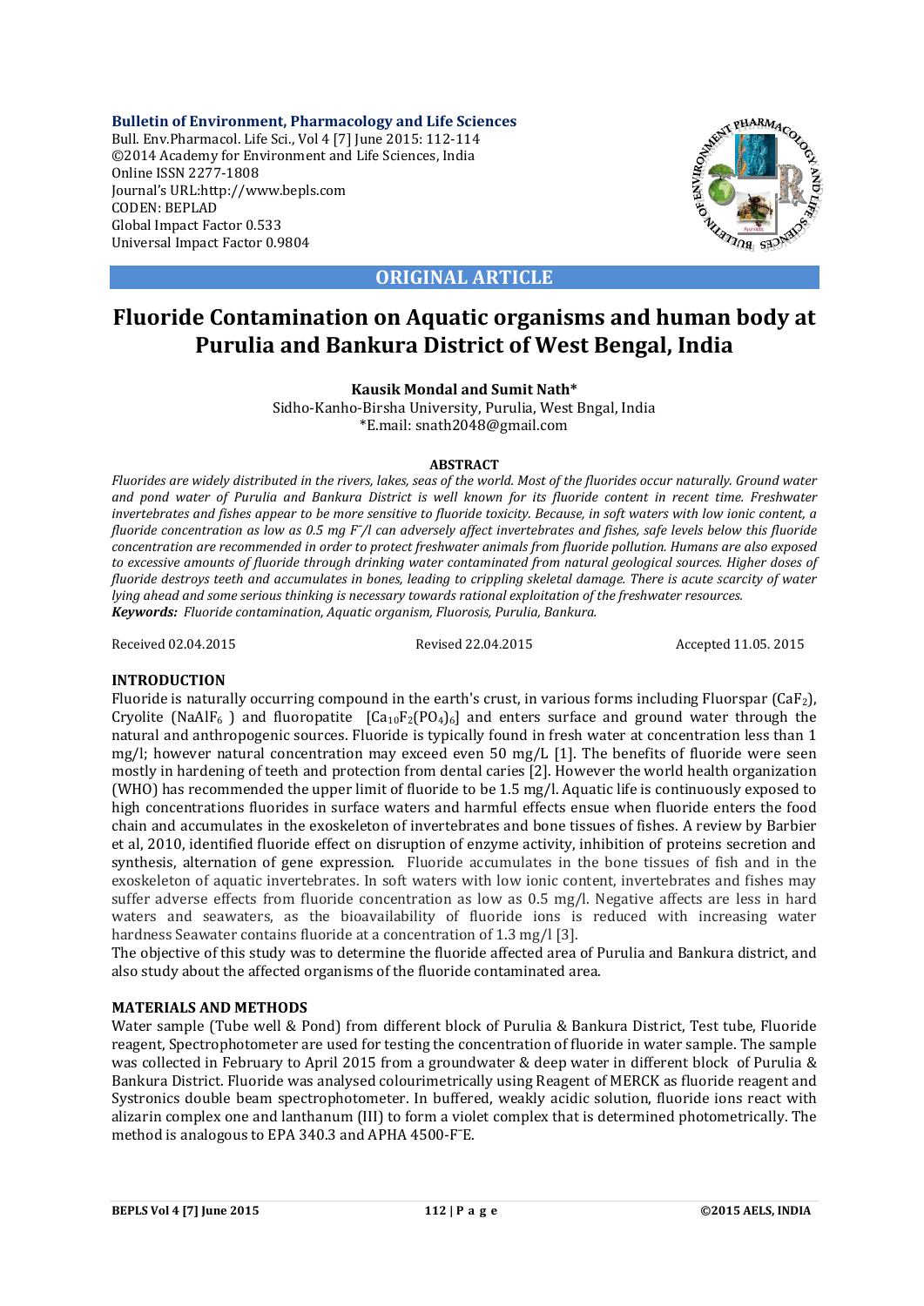**Bulletin of Environment, Pharmacology and Life Sciences**
Bull. Env.Pharmacol. Life Sci., Vol 4 [7] June 2015: 112-114
©2014 Academy for Environment and Life Sciences, India
Online ISSN 2277-1808
Journal's URL:http://www.bepls.com
CODEN: BEPLAD
Global Impact Factor 0.533
Universal Impact Factor 0.9804

**ORIGINAL ARTICLE**

# Fluoride Contamination on Aquatic organisms and human body at Purulia and Bankura District of West Bengal, India

**Kausik Mondal and Sumit Nath***

Sidho-Kanho-Birsha University, Purulia, West Bngal, India
*E.mail: snath2048@gmail.com

**ABSTRACT**

*Fluorides are widely distributed in the rivers, lakes, seas of the world. Most of the fluorides occur naturally. Ground water and pond water of Purulia and Bankura District is well known for its fluoride content in recent time. Freshwater invertebrates and fishes appear to be more sensitive to fluoride toxicity. Because, in soft waters with low ionic content, a fluoride concentration as low as 0.5 mg $F^-$/l can adversely affect invertebrates and fishes, safe levels below this fluoride concentration are recommended in order to protect freshwater animals from fluoride pollution. Humans are also exposed to excessive amounts of fluoride through drinking water contaminated from natural geological sources. Higher doses of fluoride destroys teeth and accumulates in bones, leading to crippling skeletal damage. There is acute scarcity of water lying ahead and some serious thinking is necessary towards rational exploitation of the freshwater resources.*

***Keywords:*** *Fluoride contamination, Aquatic organism, Fluorosis, Purulia, Bankura.*

Received 02.04.2015 Revised 22.04.2015 Accepted 11.05. 2015

## INTRODUCTION

Fluoride is naturally occurring compound in the earth's crust, in various forms including Fluorspar ($CaF_2$), Cryolite ($NaAlF_6$ ) and fluoropatite [$Ca_{10}F_2(PO_4)_6$] and enters surface and ground water through the natural and anthropogenic sources. Fluoride is typically found in fresh water at concentration less than 1 mg/l; however natural concentration may exceed even 50 mg/L [1]. The benefits of fluoride were seen mostly in hardening of teeth and protection from dental caries [2]. However the world health organization (WHO) has recommended the upper limit of fluoride to be 1.5 mg/l. Aquatic life is continuously exposed to high concentrations fluorides in surface waters and harmful effects ensue when fluoride enters the food chain and accumulates in the exoskeleton of invertebrates and bone tissues of fishes. A review by Barbier et al, 2010, identified fluoride effect on disruption of enzyme activity, inhibition of proteins secretion and synthesis, alternation of gene expression. Fluoride accumulates in the bone tissues of fish and in the exoskeleton of aquatic invertebrates. In soft waters with low ionic content, invertebrates and fishes may suffer adverse effects from fluoride concentration as low as 0.5 mg/l. Negative affects are less in hard waters and seawaters, as the bioavailability of fluoride ions is reduced with increasing water hardness Seawater contains fluoride at a concentration of 1.3 mg/l [3].

The objective of this study was to determine the fluoride affected area of Purulia and Bankura district, and also study about the affected organisms of the fluoride contaminated area.

## MATERIALS AND METHODS

Water sample (Tube well & Pond) from different block of Purulia & Bankura District, Test tube, Fluoride reagent, Spectrophotometer are used for testing the concentration of fluoride in water sample. The sample was collected in February to April 2015 from a groundwater & deep water in different block of Purulia & Bankura District. Fluoride was analysed colourimetrically using Reagent of MERCK as fluoride reagent and Systronics double beam spectrophotometer. In buffered, weakly acidic solution, fluoride ions react with alizarin complex one and lanthanum (III) to form a violet complex that is determined photometrically. The method is analogous to EPA 340.3 and APHA 4500-$F^-$E.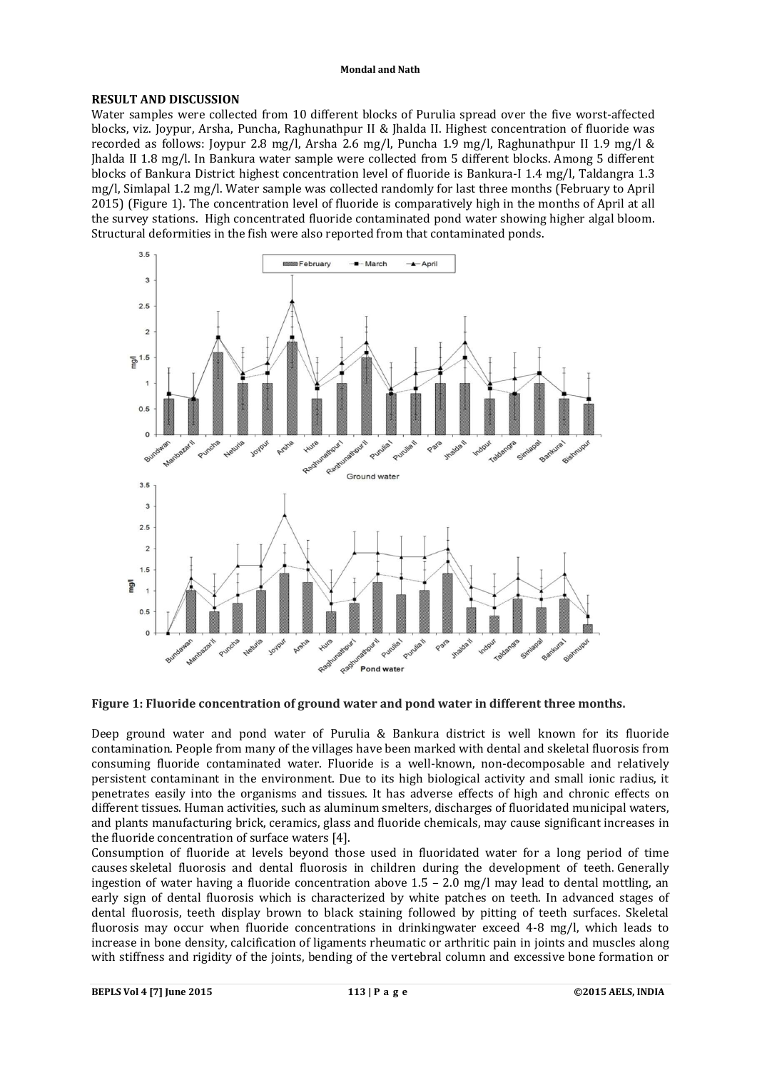## RESULT AND DISCUSSION

Water samples were collected from 10 different blocks of Purulia spread over the five worst-affected blocks, viz. Joypur, Arsha, Puncha, Raghunathpur II & Jhalda II. Highest concentration of fluoride was recorded as follows: Joypur 2.8 mg/l, Arsha 2.6 mg/l, Puncha 1.9 mg/l, Raghunathpur II 1.9 mg/l & Jhalda II 1.8 mg/l. In Bankura water sample were collected from 5 different blocks. Among 5 different blocks of Bankura District highest concentration level of fluoride is Bankura-I 1.4 mg/l, Taldangra 1.3 mg/l, Simlapal 1.2 mg/l. Water sample was collected randomly for last three months (February to April 2015) (Figure 1). The concentration level of fluoride is comparatively high in the months of April at all the survey stations. High concentrated fluoride contaminated pond water showing higher algal bloom. Structural deformities in the fish were also reported from that contaminated ponds.

**Figure 1: Fluoride concentration of ground water and pond water in different three months.**

Deep ground water and pond water of Purulia & Bankura district is well known for its fluoride contamination. People from many of the villages have been marked with dental and skeletal fluorosis from consuming fluoride contaminated water. Fluoride is a well-known, non-decomposable and relatively persistent contaminant in the environment. Due to its high biological activity and small ionic radius, it penetrates easily into the organisms and tissues. It has adverse effects of high and chronic effects on different tissues. Human activities, such as aluminum smelters, discharges of fluoridated municipal waters, and plants manufacturing brick, ceramics, glass and fluoride chemicals, may cause significant increases in the fluoride concentration of surface waters [4].

Consumption of fluoride at levels beyond those used in fluoridated water for a long period of time causes skeletal fluorosis and dental fluorosis in children during the development of teeth. Generally ingestion of water having a fluoride concentration above 1.5 – 2.0 mg/l may lead to dental mottling, an early sign of dental fluorosis which is characterized by white patches on teeth. In advanced stages of dental fluorosis, teeth display brown to black staining followed by pitting of teeth surfaces. Skeletal fluorosis may occur when fluoride concentrations in drinkingwater exceed 4-8 mg/l, which leads to increase in bone density, calcification of ligaments rheumatic or arthritic pain in joints and muscles along with stiffness and rigidity of the joints, bending of the vertebral column and excessive bone formation or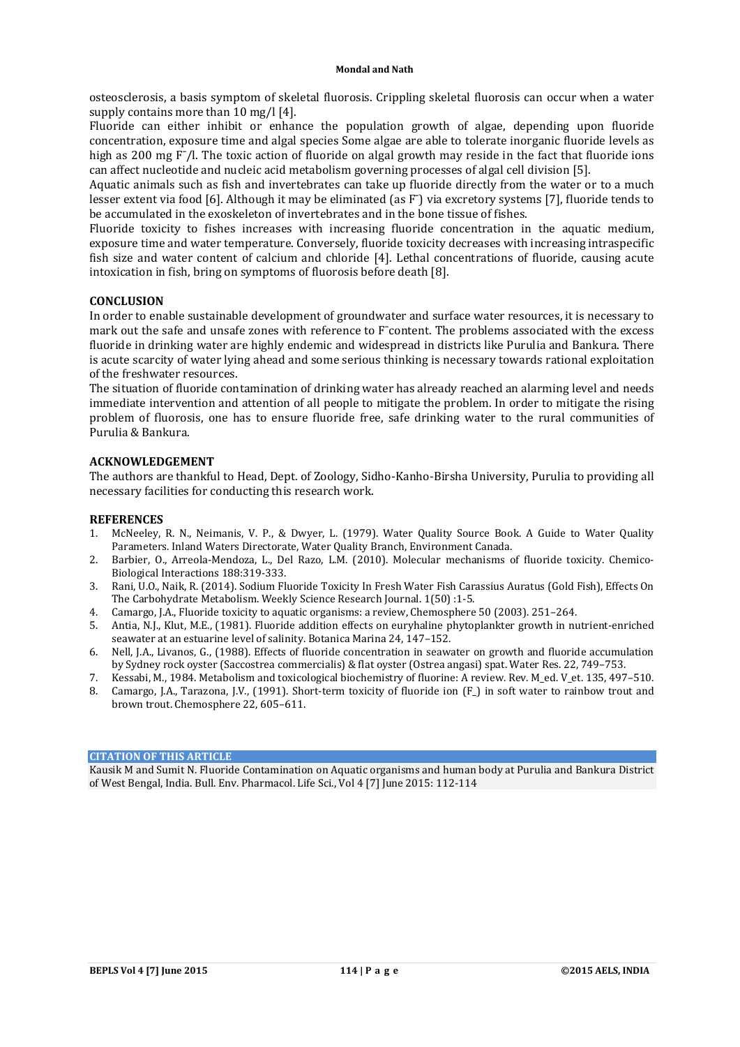osteosclerosis, a basis symptom of skeletal fluorosis. Crippling skeletal fluorosis can occur when a water supply contains more than 10 mg/l [4].

Fluoride can either inhibit or enhance the population growth of algae, depending upon fluoride concentration, exposure time and algal species Some algae are able to tolerate inorganic fluoride levels as high as 200 mg $F^{-}$/l. The toxic action of fluoride on algal growth may reside in the fact that fluoride ions can affect nucleotide and nucleic acid metabolism governing processes of algal cell division [5].

Aquatic animals such as fish and invertebrates can take up fluoride directly from the water or to a much lesser extent via food [6]. Although it may be eliminated (as $F^{-}$) via excretory systems [7], fluoride tends to be accumulated in the exoskeleton of invertebrates and in the bone tissue of fishes.

Fluoride toxicity to fishes increases with increasing fluoride concentration in the aquatic medium, exposure time and water temperature. Conversely, fluoride toxicity decreases with increasing intraspecific fish size and water content of calcium and chloride [4]. Lethal concentrations of fluoride, causing acute intoxication in fish, bring on symptoms of fluorosis before death [8].

## CONCLUSION

In order to enable sustainable development of groundwater and surface water resources, it is necessary to mark out the safe and unsafe zones with reference to $F^{-}$content. The problems associated with the excess fluoride in drinking water are highly endemic and widespread in districts like Purulia and Bankura. There is acute scarcity of water lying ahead and some serious thinking is necessary towards rational exploitation of the freshwater resources.

The situation of fluoride contamination of drinking water has already reached an alarming level and needs immediate intervention and attention of all people to mitigate the problem. In order to mitigate the rising problem of fluorosis, one has to ensure fluoride free, safe drinking water to the rural communities of Purulia & Bankura.

## ACKNOWLEDGEMENT

The authors are thankful to Head, Dept. of Zoology, Sidho-Kanho-Birsha University, Purulia to providing all necessary facilities for conducting this research work.

## REFERENCES

1. McNeeley, R. N., Neimanis, V. P., & Dwyer, L. (1979). Water Quality Source Book. A Guide to Water Quality Parameters. Inland Waters Directorate, Water Quality Branch, Environment Canada.
2. Barbier, O., Arreola-Mendoza, L., Del Razo, L.M. (2010). Molecular mechanisms of fluoride toxicity. Chemico-Biological Interactions 188:319-333.
3. Rani, U.O., Naik, R. (2014). Sodium Fluoride Toxicity In Fresh Water Fish Carassius Auratus (Gold Fish), Effects On The Carbohydrate Metabolism. Weekly Science Research Journal. 1(50) :1-5.
4. Camargo, J.A., Fluoride toxicity to aquatic organisms: a review, Chemosphere 50 (2003). 251–264.
5. Antia, N.J., Klut, M.E., (1981). Fluoride addition effects on euryhaline phytoplankter growth in nutrient-enriched seawater at an estuarine level of salinity. Botanica Marina 24, 147–152.
6. Nell, J.A., Livanos, G., (1988). Effects of fluoride concentration in seawater on growth and fluoride accumulation by Sydney rock oyster (Saccostrea commercialis) & flat oyster (Ostrea angasi) spat. Water Res. 22, 749–753.
7. Kessabi, M., 1984. Metabolism and toxicological biochemistry of fluorine: A review. Rev. M_ed. V_et. 135, 497–510.
8. Camargo, J.A., Tarazona, J.V., (1991). Short-term toxicity of fluoride ion (F_) in soft water to rainbow trout and brown trout. Chemosphere 22, 605–611.

**CITATION OF THIS ARTICLE**

Kausik M and Sumit N. Fluoride Contamination on Aquatic organisms and human body at Purulia and Bankura District of West Bengal, India. Bull. Env. Pharmacol. Life Sci., Vol 4 [7] June 2015: 112-114